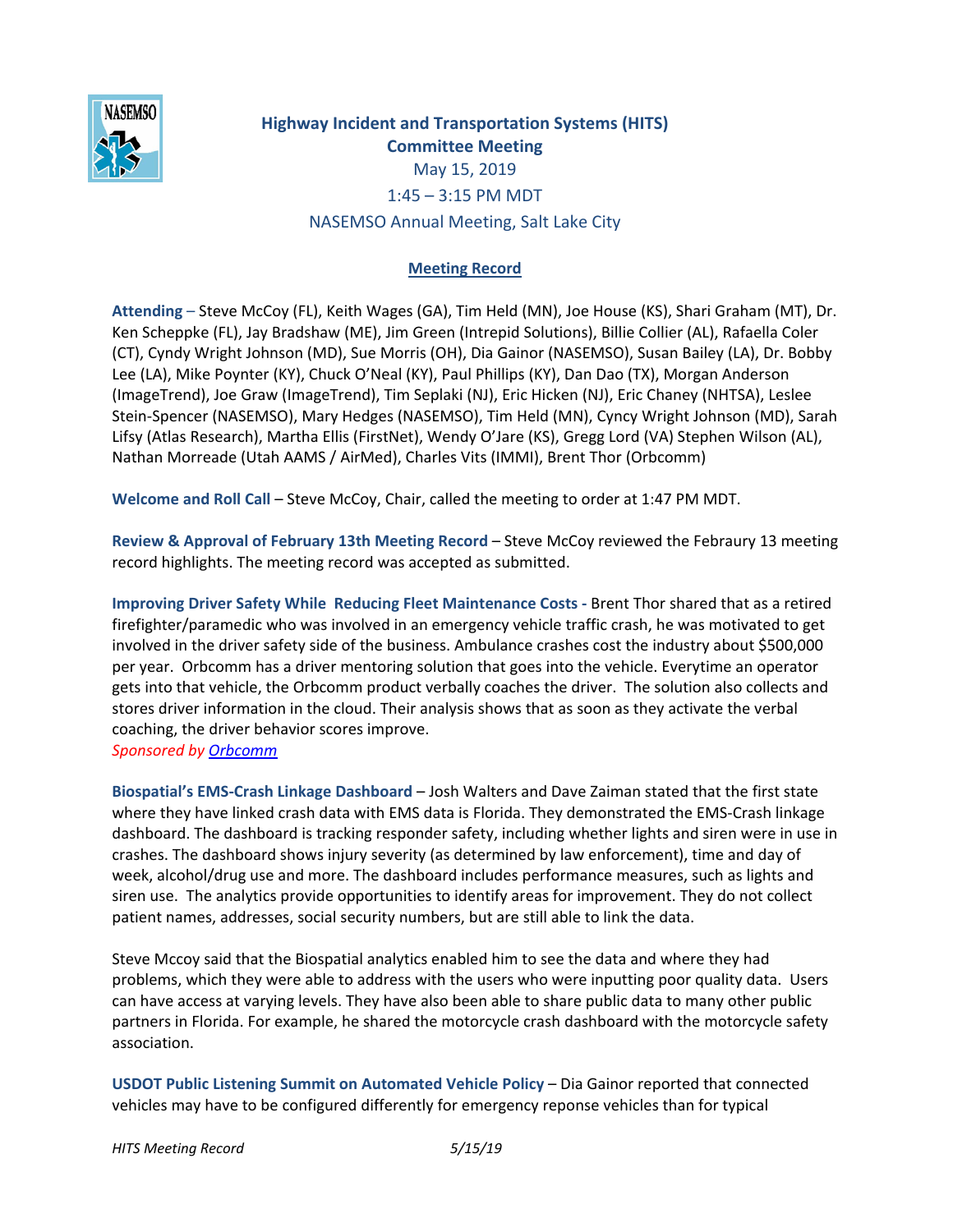# Highway Incident and Transportation Systems (HITS) Committee Meeting

May 15, 2019

1:45 – 3:15 PM MDT

NASEMSO Annual Meeting, Salt Lake City

## Meeting Record

**Attending** – Steve McCoy (FL), Keith Wages (GA), Tim Held (MN), Joe House (KS), Shari Graham (MT), Dr. Ken Scheppke (FL), Jay Bradshaw (ME), Jim Green (Intrepid Solutions), Billie Collier (AL), Rafaella Coler (CT), Cyndy Wright Johnson (MD), Sue Morris (OH), Dia Gainor (NASEMSO), Susan Bailey (LA), Dr. Bobby Lee (LA), Mike Poynter (KY), Chuck O'Neal (KY), Paul Phillips (KY), Dan Dao (TX), Morgan Anderson (ImageTrend), Joe Graw (ImageTrend), Tim Seplaki (NJ), Eric Hicken (NJ), Eric Chaney (NHTSA), Leslee Stein-Spencer (NASEMSO), Mary Hedges (NASEMSO), Tim Held (MN), Cyncy Wright Johnson (MD), Sarah Lifsy (Atlas Research), Martha Ellis (FirstNet), Wendy O'Jare (KS), Gregg Lord (VA) Stephen Wilson (AL), Nathan Morreade (Utah AAMS / AirMed), Charles Vits (IMMI), Brent Thor (Orbcomm)

**Welcome and Roll Call** – Steve McCoy, Chair, called the meeting to order at 1:47 PM MDT.

**Review & Approval of February 13th Meeting Record** – Steve McCoy reviewed the Febraury 13 meeting record highlights. The meeting record was accepted as submitted.

**Improving Driver Safety While Reducing Fleet Maintenance Costs -** Brent Thor shared that as a retired firefighter/paramedic who was involved in an emergency vehicle traffic crash, he was motivated to get involved in the driver safety side of the business. Ambulance crashes cost the industry about $500,000 per year. Orbcomm has a driver mentoring solution that goes into the vehicle. Everytime an operator gets into that vehicle, the Orbcomm product verbally coaches the driver. The solution also collects and stores driver information in the cloud. Their analysis shows that as soon as they activate the verbal coaching, the driver behavior scores improve.

*Sponsored by Orbcomm*

**Biospatial's EMS-Crash Linkage Dashboard** – Josh Walters and Dave Zaiman stated that the first state where they have linked crash data with EMS data is Florida. They demonstrated the EMS-Crash linkage dashboard. The dashboard is tracking responder safety, including whether lights and siren were in use in crashes. The dashboard shows injury severity (as determined by law enforcement), time and day of week, alcohol/drug use and more. The dashboard includes performance measures, such as lights and siren use. The analytics provide opportunities to identify areas for improvement. They do not collect patient names, addresses, social security numbers, but are still able to link the data.

Steve Mccoy said that the Biospatial analytics enabled him to see the data and where they had problems, which they were able to address with the users who were inputting poor quality data. Users can have access at varying levels. They have also been able to share public data to many other public partners in Florida. For example, he shared the motorcycle crash dashboard with the motorcycle safety association.

**USDOT Public Listening Summit on Automated Vehicle Policy** – Dia Gainor reported that connected vehicles may have to be configured differently for emergency reponse vehicles than for typical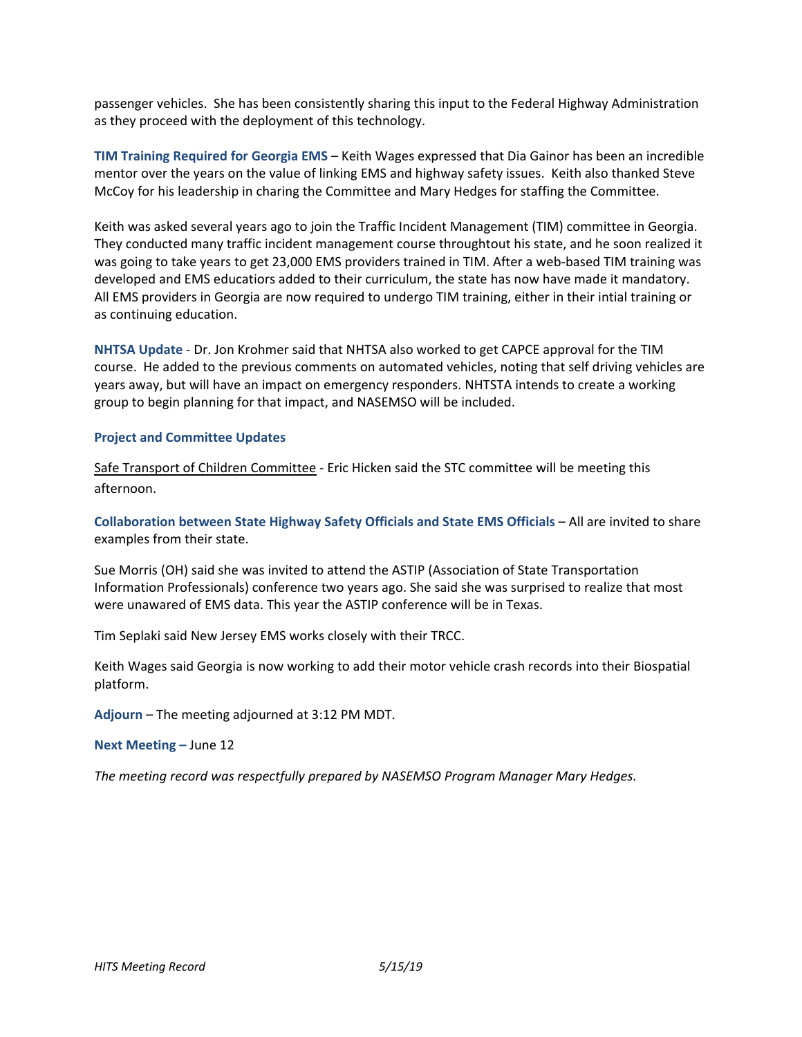passenger vehicles. She has been consistently sharing this input to the Federal Highway Administration as they proceed with the deployment of this technology.

**TIM Training Required for Georgia EMS** – Keith Wages expressed that Dia Gainor has been an incredible mentor over the years on the value of linking EMS and highway safety issues. Keith also thanked Steve McCoy for his leadership in charing the Committee and Mary Hedges for staffing the Committee.

Keith was asked several years ago to join the Traffic Incident Management (TIM) committee in Georgia. They conducted many traffic incident management course throughtout his state, and he soon realized it was going to take years to get 23,000 EMS providers trained in TIM. After a web-based TIM training was developed and EMS educatiors added to their curriculum, the state has now have made it mandatory. All EMS providers in Georgia are now required to undergo TIM training, either in their intial training or as continuing education.

**NHTSA Update** - Dr. Jon Krohmer said that NHTSA also worked to get CAPCE approval for the TIM course. He added to the previous comments on automated vehicles, noting that self driving vehicles are years away, but will have an impact on emergency responders. NHTSTA intends to create a working group to begin planning for that impact, and NASEMSO will be included.

**Project and Committee Updates**

Safe Transport of Children Committee - Eric Hicken said the STC committee will be meeting this afternoon.

**Collaboration between State Highway Safety Officials and State EMS Officials** – All are invited to share examples from their state.

Sue Morris (OH) said she was invited to attend the ASTIP (Association of State Transportation Information Professionals) conference two years ago. She said she was surprised to realize that most were unawared of EMS data. This year the ASTIP conference will be in Texas.

Tim Seplaki said New Jersey EMS works closely with their TRCC.

Keith Wages said Georgia is now working to add their motor vehicle crash records into their Biospatial platform.

**Adjourn** – The meeting adjourned at 3:12 PM MDT.

**Next Meeting –** June 12

*The meeting record was respectfully prepared by NASEMSO Program Manager Mary Hedges.*